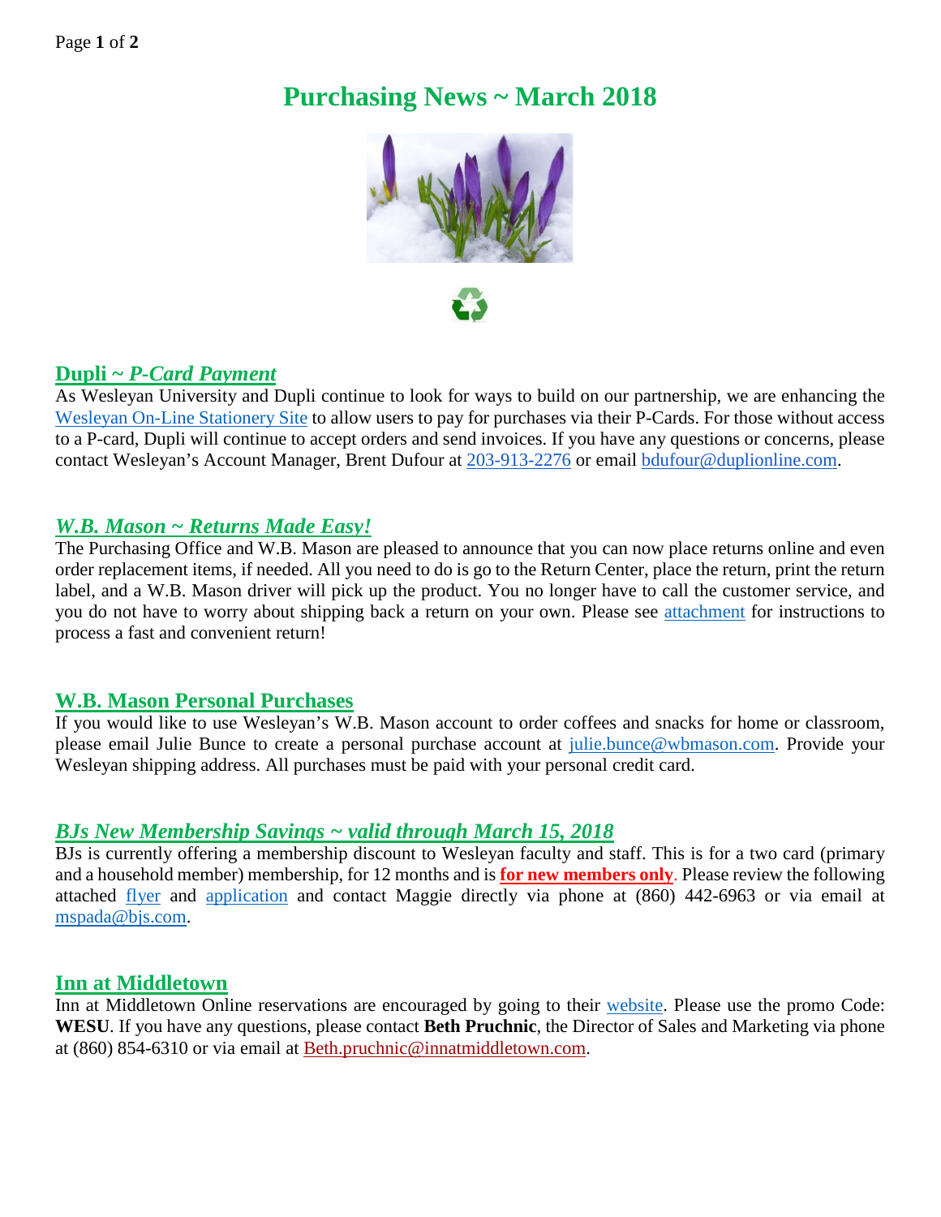# Purchasing News ~ March 2018

## Dupli ~ *P-Card Payment*

As Wesleyan University and Dupli continue to look for ways to build on our partnership, we are enhancing the Wesleyan On-Line Stationery Site to allow users to pay for purchases via their P-Cards. For those without access to a P-card, Dupli will continue to accept orders and send invoices. If you have any questions or concerns, please contact Wesleyan's Account Manager, Brent Dufour at 203-913-2276 or email bdufour@duplionline.com.

## *W.B. Mason ~ Returns Made Easy!*

The Purchasing Office and W.B. Mason are pleased to announce that you can now place returns online and even order replacement items, if needed. All you need to do is go to the Return Center, place the return, print the return label, and a W.B. Mason driver will pick up the product. You no longer have to call the customer service, and you do not have to worry about shipping back a return on your own. Please see attachment for instructions to process a fast and convenient return!

## W.B. Mason Personal Purchases

If you would like to use Wesleyan's W.B. Mason account to order coffees and snacks for home or classroom, please email Julie Bunce to create a personal purchase account at julie.bunce@wbmason.com. Provide your Wesleyan shipping address. All purchases must be paid with your personal credit card.

## *BJs New Membership Savings ~ valid through March 15, 2018*

BJs is currently offering a membership discount to Wesleyan faculty and staff. This is for a two card (primary and a household member) membership, for 12 months and is **for new members only**. Please review the following attached flyer and application and contact Maggie directly via phone at (860) 442-6963 or via email at mspada@bjs.com.

## Inn at Middletown

Inn at Middletown Online reservations are encouraged by going to their website. Please use the promo Code: **WESU**. If you have any questions, please contact **Beth Pruchnic**, the Director of Sales and Marketing via phone at (860) 854-6310 or via email at Beth.pruchnic@innatmiddletown.com.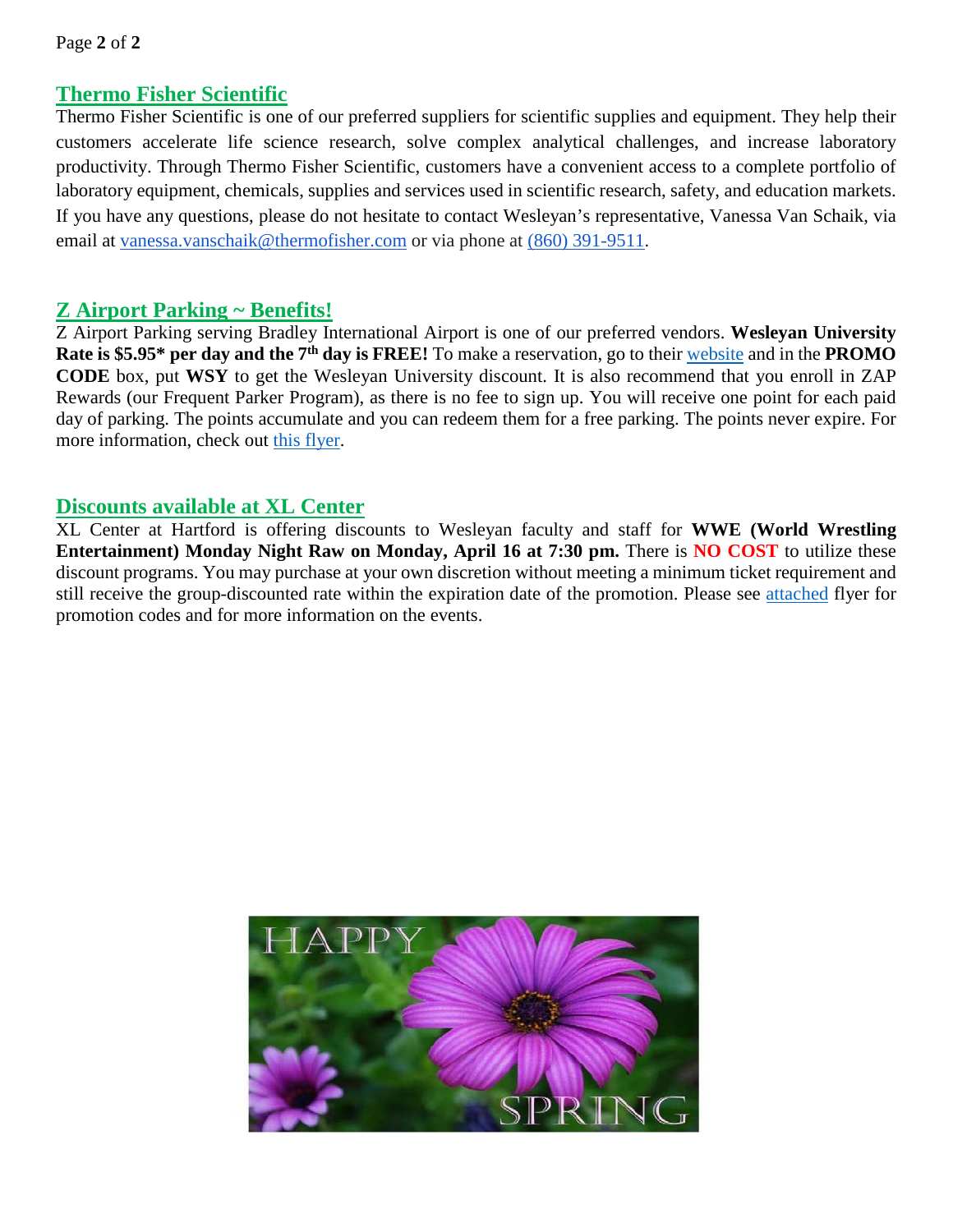## Thermo Fisher Scientific

Thermo Fisher Scientific is one of our preferred suppliers for scientific supplies and equipment. They help their customers accelerate life science research, solve complex analytical challenges, and increase laboratory productivity. Through Thermo Fisher Scientific, customers have a convenient access to a complete portfolio of laboratory equipment, chemicals, supplies and services used in scientific research, safety, and education markets. If you have any questions, please do not hesitate to contact Wesleyan's representative, Vanessa Van Schaik, via email at vanessa.vanschaik@thermofisher.com or via phone at (860) 391-9511.

## Z Airport Parking ~ Benefits!

Z Airport Parking serving Bradley International Airport is one of our preferred vendors. **Wesleyan University Rate is $5.95* per day and the 7th day is FREE!** To make a reservation, go to their website and in the **PROMO CODE** box, put **WSY** to get the Wesleyan University discount. It is also recommend that you enroll in ZAP Rewards (our Frequent Parker Program), as there is no fee to sign up. You will receive one point for each paid day of parking. The points accumulate and you can redeem them for a free parking. The points never expire. For more information, check out this flyer.

## Discounts available at XL Center

XL Center at Hartford is offering discounts to Wesleyan faculty and staff for **WWE (World Wrestling Entertainment) Monday Night Raw on Monday, April 16 at 7:30 pm.** There is **NO COST** to utilize these discount programs. You may purchase at your own discretion without meeting a minimum ticket requirement and still receive the group-discounted rate within the expiration date of the promotion. Please see attached flyer for promotion codes and for more information on the events.

HAPPY SPRING